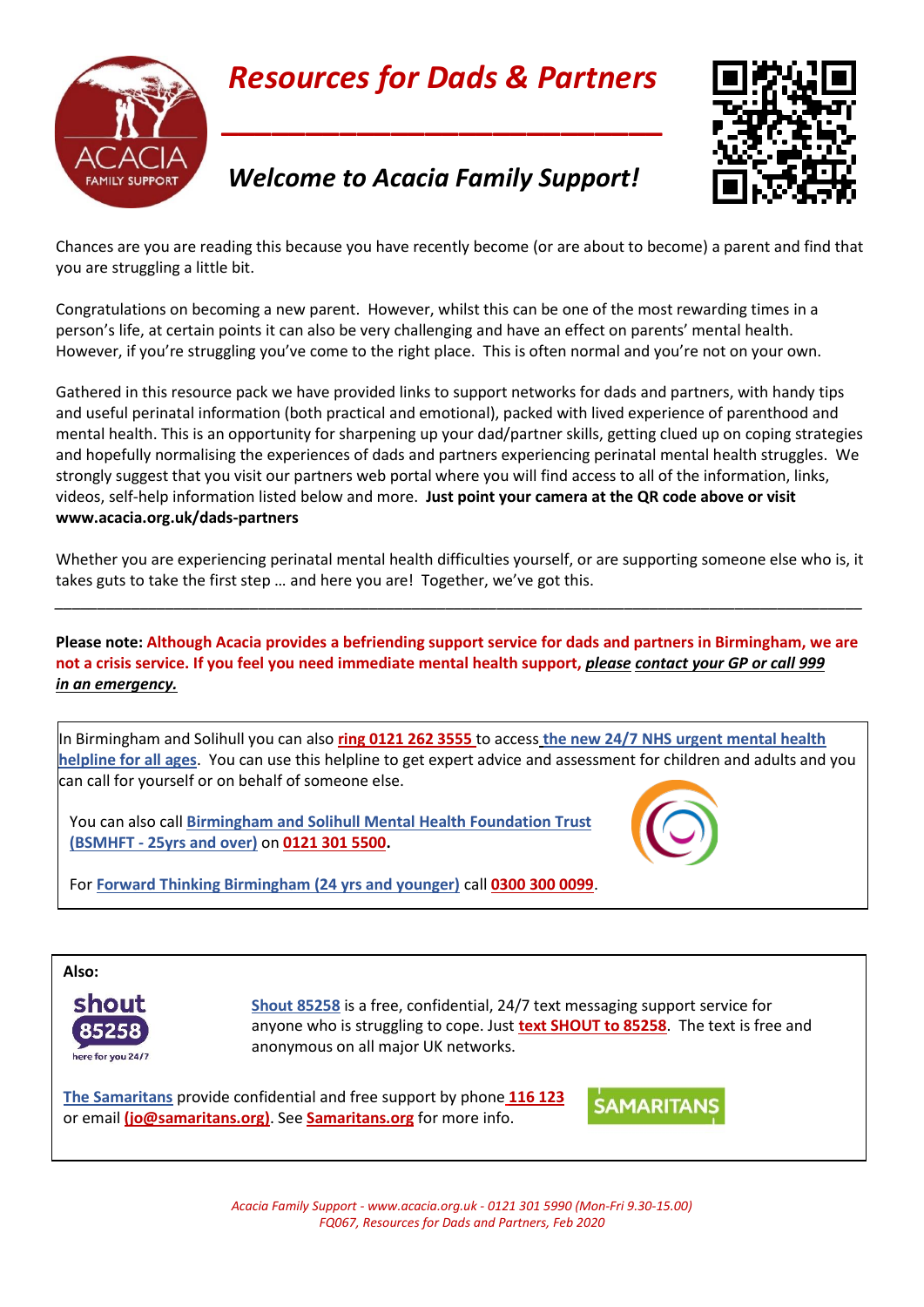# Resources for Dads & Partners

## Welcome to Acacia Family Support!

Chances are you are reading this because you have recently become (or are about to become) a parent and find that you are struggling a little bit.

Congratulations on becoming a new parent. However, whilst this can be one of the most rewarding times in a person's life, at certain points it can also be very challenging and have an effect on parents' mental health. However, if you're struggling you've come to the right place. This is often normal and you're not on your own.

Gathered in this resource pack we have provided links to support networks for dads and partners, with handy tips and useful perinatal information (both practical and emotional), packed with lived experience of parenthood and mental health. This is an opportunity for sharpening up your dad/partner skills, getting clued up on coping strategies and hopefully normalising the experiences of dads and partners experiencing perinatal mental health struggles. We strongly suggest that you visit our partners web portal where you will find access to all of the information, links, videos, self-help information listed below and more. **Just point your camera at the QR code above or visit www.acacia.org.uk/dads-partners**

Whether you are experiencing perinatal mental health difficulties yourself, or are supporting someone else who is, it takes guts to take the first step … and here you are! Together, we've got this.

---

**Please note: Although Acacia provides a befriending support service for dads and partners in Birmingham, we are not a crisis service. If you feel you need immediate mental health support, _please contact your GP or call 999 in an emergency._**

In Birmingham and Solihull you can also **ring 0121 262 3555** to access **the new 24/7 NHS urgent mental health helpline for all ages**. You can use this helpline to get expert advice and assessment for children and adults and you can call for yourself or on behalf of someone else.

You can also call **Birmingham and Solihull Mental Health Foundation Trust (BSMHFT - 25yrs and over)** on **0121 301 5500.**

For **Forward Thinking Birmingham (24 yrs and younger)** call **0300 300 0099**.

**Also:**

**Shout 85258** is a free, confidential, 24/7 text messaging support service for anyone who is struggling to cope. Just **text SHOUT to 85258**. The text is free and anonymous on all major UK networks.

**The Samaritans** provide confidential and free support by phone **116 123** or email **(jo@samaritans.org)**. See **Samaritans.org** for more info.

*Acacia Family Support - www.acacia.org.uk - 0121 301 5990 (Mon-Fri 9.30-15.00)*
*FQ067, Resources for Dads and Partners, Feb 2020*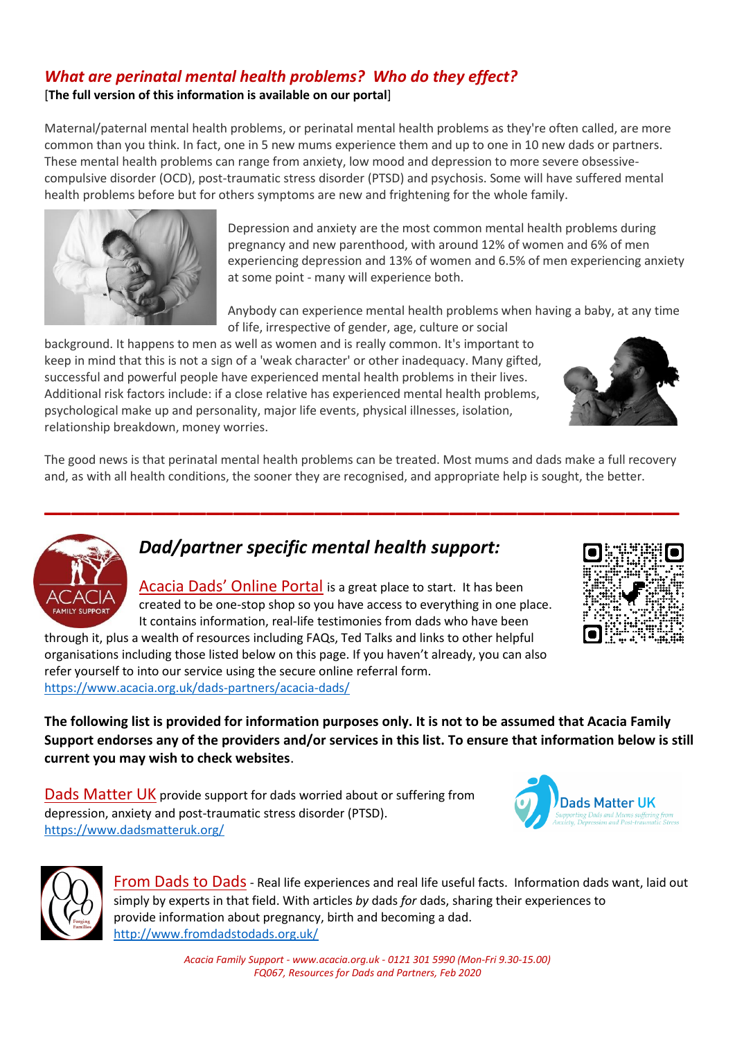## *What are perinatal mental health problems? Who do they effect?*

[**The full version of this information is available on our portal**]

Maternal/paternal mental health problems, or perinatal mental health problems as they're often called, are more common than you think. In fact, one in 5 new mums experience them and up to one in 10 new dads or partners. These mental health problems can range from anxiety, low mood and depression to more severe obsessive-compulsive disorder (OCD), post-traumatic stress disorder (PTSD) and psychosis. Some will have suffered mental health problems before but for others symptoms are new and frightening for the whole family.

Depression and anxiety are the most common mental health problems during pregnancy and new parenthood, with around 12% of women and 6% of men experiencing depression and 13% of women and 6.5% of men experiencing anxiety at some point - many will experience both.

Anybody can experience mental health problems when having a baby, at any time of life, irrespective of gender, age, culture or social background. It happens to men as well as women and is really common. It's important to keep in mind that this is not a sign of a 'weak character' or other inadequacy. Many gifted, successful and powerful people have experienced mental health problems in their lives. Additional risk factors include: if a close relative has experienced mental health problems, psychological make up and personality, major life events, physical illnesses, isolation, relationship breakdown, money worries.

The good news is that perinatal mental health problems can be treated. Most mums and dads make a full recovery and, as with all health conditions, the sooner they are recognised, and appropriate help is sought, the better.

---

## *Dad/partner specific mental health support:*

Acacia Dads' Online Portal is a great place to start. It has been created to be one-stop shop so you have access to everything in one place. It contains information, real-life testimonies from dads who have been through it, plus a wealth of resources including FAQs, Ted Talks and links to other helpful organisations including those listed below on this page. If you haven't already, you can also refer yourself to into our service using the secure online referral form.
https://www.acacia.org.uk/dads-partners/acacia-dads/

**The following list is provided for information purposes only. It is not to be assumed that Acacia Family Support endorses any of the providers and/or services in this list. To ensure that information below is still current you may wish to check websites**.

Dads Matter UK provide support for dads worried about or suffering from depression, anxiety and post-traumatic stress disorder (PTSD).
https://www.dadsmatteruk.org/

From Dads to Dads - Real life experiences and real life useful facts. Information dads want, laid out simply by experts in that field. With articles *by* dads *for* dads, sharing their experiences to provide information about pregnancy, birth and becoming a dad.
http://www.fromdadstodads.org.uk/

*Acacia Family Support - www.acacia.org.uk - 0121 301 5990 (Mon-Fri 9.30-15.00)*
*FQ067, Resources for Dads and Partners, Feb 2020*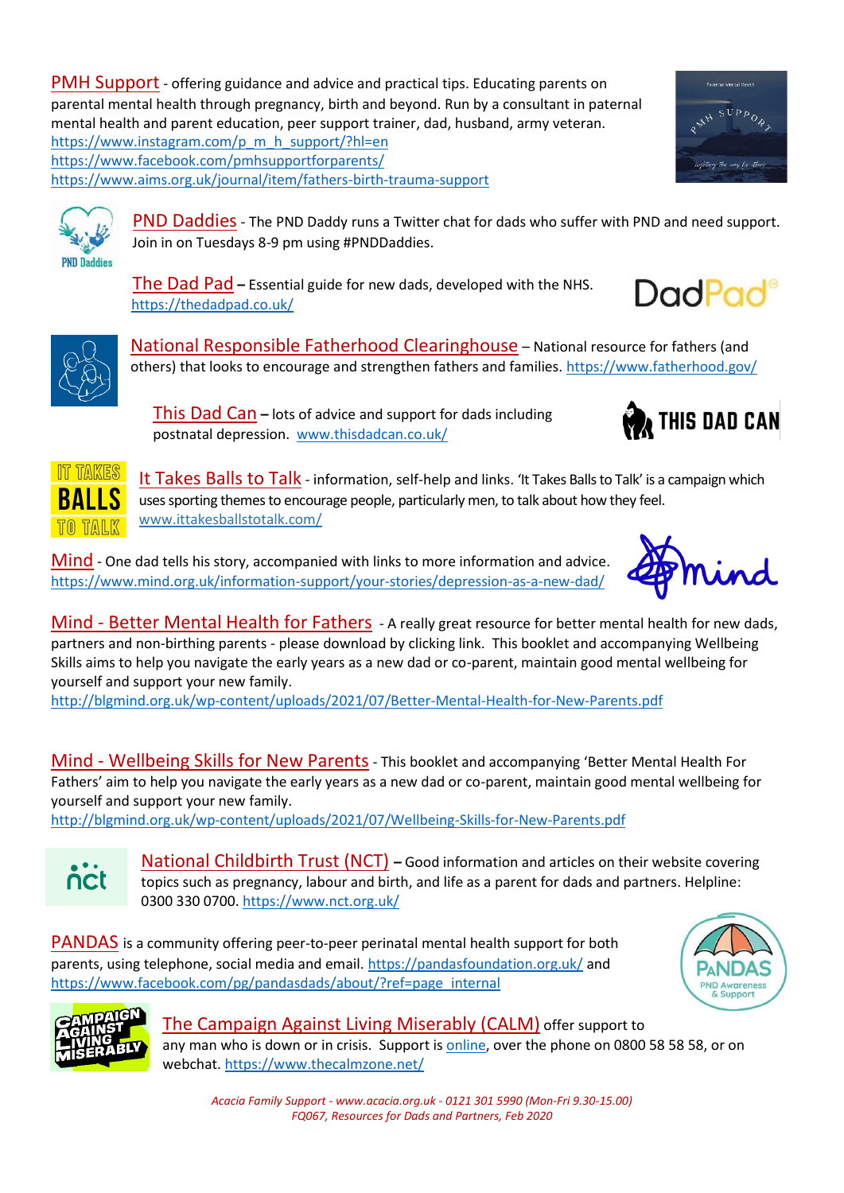PMH Support - offering guidance and advice and practical tips. Educating parents on parental mental health through pregnancy, birth and beyond. Run by a consultant in paternal mental health and parent education, peer support trainer, dad, husband, army veteran.
https://www.instagram.com/p_m_h_support/?hl=en
https://www.facebook.com/pmhsupportforparents/
https://www.aims.org.uk/journal/item/fathers-birth-trauma-support

PND Daddies - The PND Daddy runs a Twitter chat for dads who suffer with PND and need support. Join in on Tuesdays 8-9 pm using #PNDDaddies.

The Dad Pad – Essential guide for new dads, developed with the NHS. https://thedadpad.co.uk/

National Responsible Fatherhood Clearinghouse – National resource for fathers (and others) that looks to encourage and strengthen fathers and families. https://www.fatherhood.gov/

This Dad Can – lots of advice and support for dads including postnatal depression. www.thisdadcan.co.uk/

It Takes Balls to Talk - information, self-help and links. 'It Takes Balls to Talk' is a campaign which uses sporting themes to encourage people, particularly men, to talk about how they feel. www.ittakesballstotalk.com/

Mind - One dad tells his story, accompanied with links to more information and advice. https://www.mind.org.uk/information-support/your-stories/depression-as-a-new-dad/

Mind - Better Mental Health for Fathers - A really great resource for better mental health for new dads, partners and non-birthing parents - please download by clicking link. This booklet and accompanying Wellbeing Skills aims to help you navigate the early years as a new dad or co-parent, maintain good mental wellbeing for yourself and support your new family.
http://blgmind.org.uk/wp-content/uploads/2021/07/Better-Mental-Health-for-New-Parents.pdf

Mind - Wellbeing Skills for New Parents - This booklet and accompanying 'Better Mental Health For Fathers' aim to help you navigate the early years as a new dad or co-parent, maintain good mental wellbeing for yourself and support your new family.
http://blgmind.org.uk/wp-content/uploads/2021/07/Wellbeing-Skills-for-New-Parents.pdf

National Childbirth Trust (NCT) – Good information and articles on their website covering topics such as pregnancy, labour and birth, and life as a parent for dads and partners. Helpline: 0300 330 0700. https://www.nct.org.uk/

PANDAS is a community offering peer-to-peer perinatal mental health support for both parents, using telephone, social media and email. https://pandasfoundation.org.uk/ and https://www.facebook.com/pg/pandasdads/about/?ref=page_internal

The Campaign Against Living Miserably (CALM) offer support to any man who is down or in crisis. Support is online, over the phone on 0800 58 58 58, or on webchat. https://www.thecalmzone.net/

*Acacia Family Support - www.acacia.org.uk - 0121 301 5990 (Mon-Fri 9.30-15.00)*
*FQ067, Resources for Dads and Partners, Feb 2020*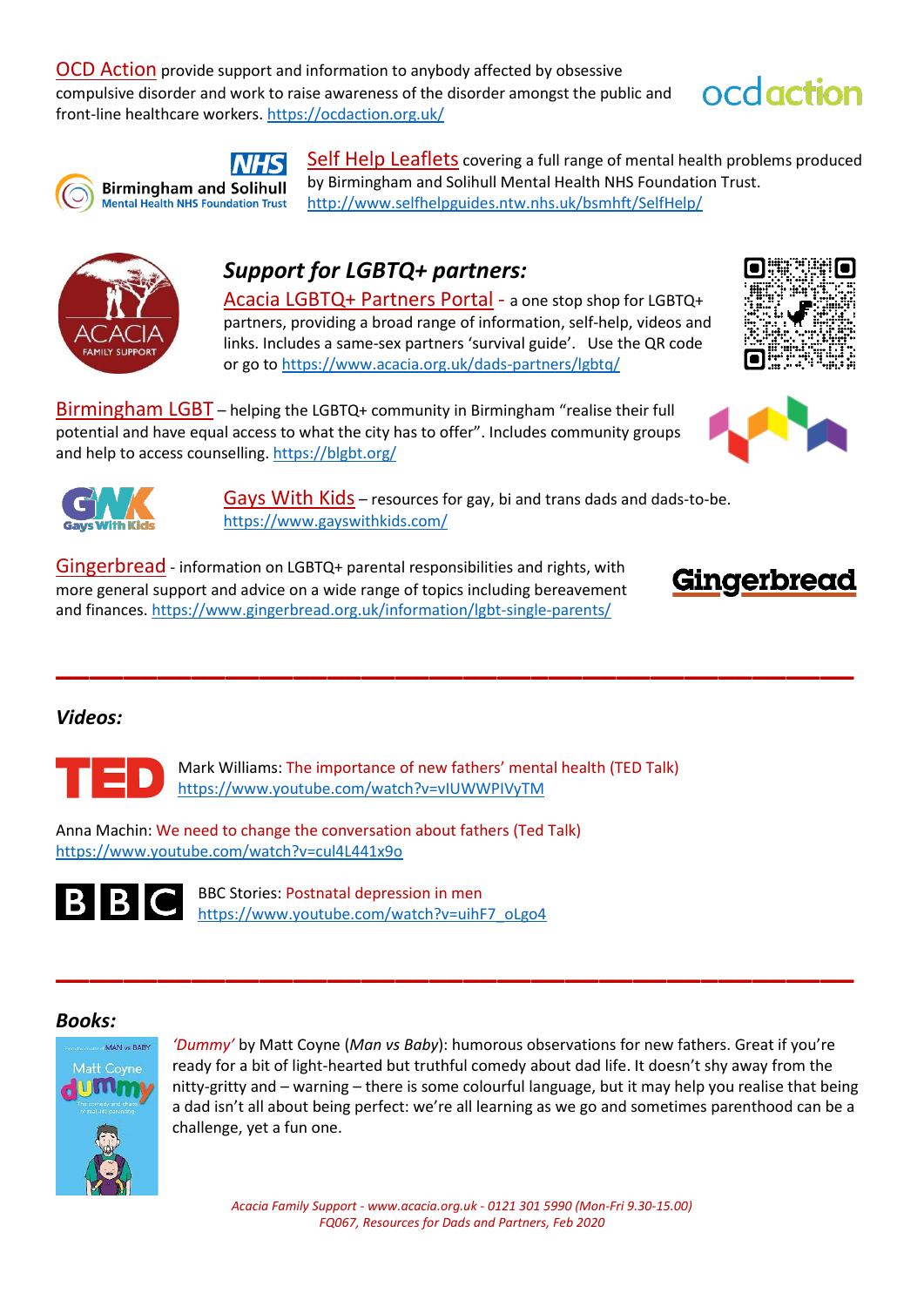OCD Action provide support and information to anybody affected by obsessive compulsive disorder and work to raise awareness of the disorder amongst the public and front-line healthcare workers. https://ocdaction.org.uk/

Self Help Leaflets covering a full range of mental health problems produced by Birmingham and Solihull Mental Health NHS Foundation Trust. http://www.selfhelpguides.ntw.nhs.uk/bsmhft/SelfHelp/

### *Support for LGBTQ+ partners:*

Acacia LGBTQ+ Partners Portal - a one stop shop for LGBTQ+ partners, providing a broad range of information, self-help, videos and links. Includes a same-sex partners 'survival guide'. Use the QR code or go to https://www.acacia.org.uk/dads-partners/lgbtq/

Birmingham LGBT – helping the LGBTQ+ community in Birmingham "realise their full potential and have equal access to what the city has to offer". Includes community groups and help to access counselling. https://blgbt.org/

Gays With Kids – resources for gay, bi and trans dads and dads-to-be. https://www.gayswithkids.com/

Gingerbread - information on LGBTQ+ parental responsibilities and rights, with more general support and advice on a wide range of topics including bereavement and finances. https://www.gingerbread.org.uk/information/lgbt-single-parents/

---

### *Videos:*

Mark Williams: The importance of new fathers' mental health (TED Talk) https://www.youtube.com/watch?v=vIUWWPIVyTM

Anna Machin: We need to change the conversation about fathers (Ted Talk) https://www.youtube.com/watch?v=cul4L441x9o

BBC Stories: Postnatal depression in men https://www.youtube.com/watch?v=uihF7_oLgo4

---

### *Books:*

*'Dummy'* by Matt Coyne (*Man vs Baby*): humorous observations for new fathers. Great if you're ready for a bit of light-hearted but truthful comedy about dad life. It doesn't shy away from the nitty-gritty and – warning – there is some colourful language, but it may help you realise that being a dad isn't all about being perfect: we're all learning as we go and sometimes parenthood can be a challenge, yet a fun one.

*Acacia Family Support - www.acacia.org.uk - 0121 301 5990 (Mon-Fri 9.30-15.00)*
*FQ067, Resources for Dads and Partners, Feb 2020*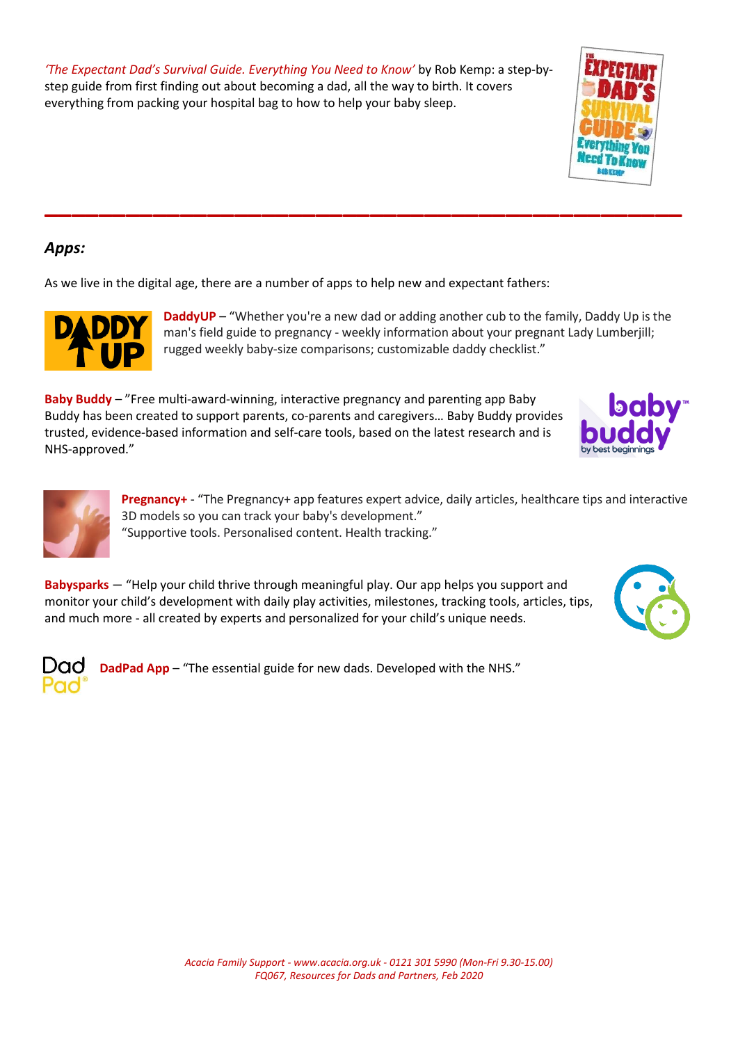*'The Expectant Dad's Survival Guide. Everything You Need to Know'* by Rob Kemp: a step-by-step guide from first finding out about becoming a dad, all the way to birth. It covers everything from packing your hospital bag to how to help your baby sleep.

---

## *Apps:*

As we live in the digital age, there are a number of apps to help new and expectant fathers:

**DaddyUP** – "Whether you're a new dad or adding another cub to the family, Daddy Up is the man's field guide to pregnancy - weekly information about your pregnant Lady Lumberjill; rugged weekly baby-size comparisons; customizable daddy checklist."

**Baby Buddy** – "Free multi-award-winning, interactive pregnancy and parenting app Baby Buddy has been created to support parents, co-parents and caregivers… Baby Buddy provides trusted, evidence-based information and self-care tools, based on the latest research and is NHS-approved."

**Pregnancy+** - "The Pregnancy+ app features expert advice, daily articles, healthcare tips and interactive 3D models so you can track your baby's development."
"Supportive tools. Personalised content. Health tracking."

**Babysparks** – "Help your child thrive through meaningful play. Our app helps you support and monitor your child's development with daily play activities, milestones, tracking tools, articles, tips, and much more - all created by experts and personalized for your child's unique needs.

**DadPad App** – "The essential guide for new dads. Developed with the NHS."

*Acacia Family Support - www.acacia.org.uk - 0121 301 5990 (Mon-Fri 9.30-15.00)*
*FQ067, Resources for Dads and Partners, Feb 2020*